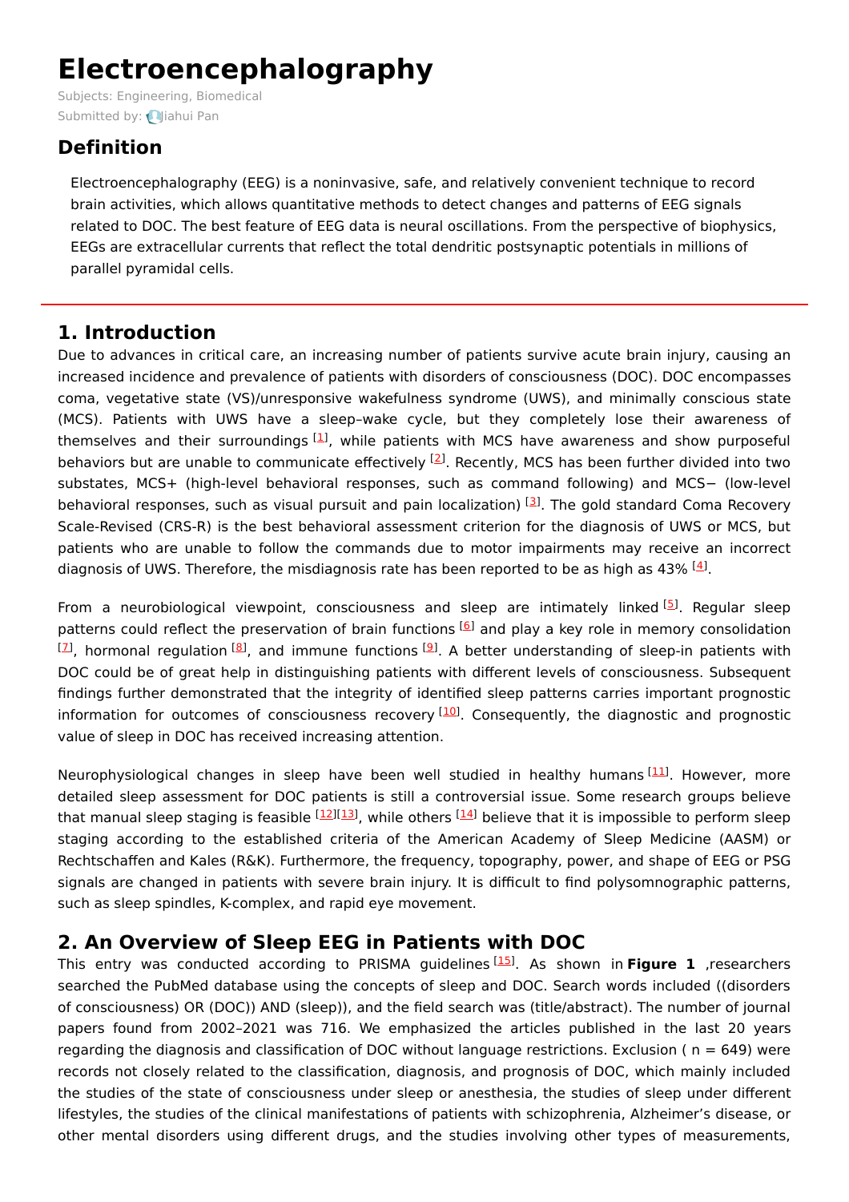# Electroencephalography

Subjects: Engineering, Biomedical

Submitted by: Jiahui Pan

## Definition

Electroencephalography (EEG) is a noninvasive, safe, and relatively convenient technique to record brain activities, which allows quantitative methods to detect changes and patterns of EEG signals related to DOC. The best feature of EEG data is neural oscillations. From the perspective of biophysics, EEGs are extracellular currents that reflect the total dendritic postsynaptic potentials in millions of parallel pyramidal cells.

## 1. Introduction

Due to advances in critical care, an increasing number of patients survive acute brain injury, causing an increased incidence and prevalence of patients with disorders of consciousness (DOC). DOC encompasses coma, vegetative state (VS)/unresponsive wakefulness syndrome (UWS), and minimally conscious state (MCS). Patients with UWS have a sleep–wake cycle, but they completely lose their awareness of themselves and their surroundings [1], while patients with MCS have awareness and show purposeful behaviors but are unable to communicate effectively [2]. Recently, MCS has been further divided into two substates, MCS+ (high-level behavioral responses, such as command following) and MCS− (low-level behavioral responses, such as visual pursuit and pain localization) [3]. The gold standard Coma Recovery Scale-Revised (CRS-R) is the best behavioral assessment criterion for the diagnosis of UWS or MCS, but patients who are unable to follow the commands due to motor impairments may receive an incorrect diagnosis of UWS. Therefore, the misdiagnosis rate has been reported to be as high as 43% [4].

From a neurobiological viewpoint, consciousness and sleep are intimately linked [5]. Regular sleep patterns could reflect the preservation of brain functions [6] and play a key role in memory consolidation [7], hormonal regulation [8], and immune functions [9]. A better understanding of sleep-in patients with DOC could be of great help in distinguishing patients with different levels of consciousness. Subsequent findings further demonstrated that the integrity of identified sleep patterns carries important prognostic information for outcomes of consciousness recovery [10]. Consequently, the diagnostic and prognostic value of sleep in DOC has received increasing attention.

Neurophysiological changes in sleep have been well studied in healthy humans [11]. However, more detailed sleep assessment for DOC patients is still a controversial issue. Some research groups believe that manual sleep staging is feasible [12][13], while others [14] believe that it is impossible to perform sleep staging according to the established criteria of the American Academy of Sleep Medicine (AASM) or Rechtschaffen and Kales (R&K). Furthermore, the frequency, topography, power, and shape of EEG or PSG signals are changed in patients with severe brain injury. It is difficult to find polysomnographic patterns, such as sleep spindles, K-complex, and rapid eye movement.

## 2. An Overview of Sleep EEG in Patients with DOC

This entry was conducted according to PRISMA guidelines [15]. As shown in **Figure 1** ,researchers searched the PubMed database using the concepts of sleep and DOC. Search words included ((disorders of consciousness) OR (DOC)) AND (sleep)), and the field search was (title/abstract). The number of journal papers found from 2002–2021 was 716. We emphasized the articles published in the last 20 years regarding the diagnosis and classification of DOC without language restrictions. Exclusion ( n = 649) were records not closely related to the classification, diagnosis, and prognosis of DOC, which mainly included the studies of the state of consciousness under sleep or anesthesia, the studies of sleep under different lifestyles, the studies of the clinical manifestations of patients with schizophrenia, Alzheimer's disease, or other mental disorders using different drugs, and the studies involving other types of measurements,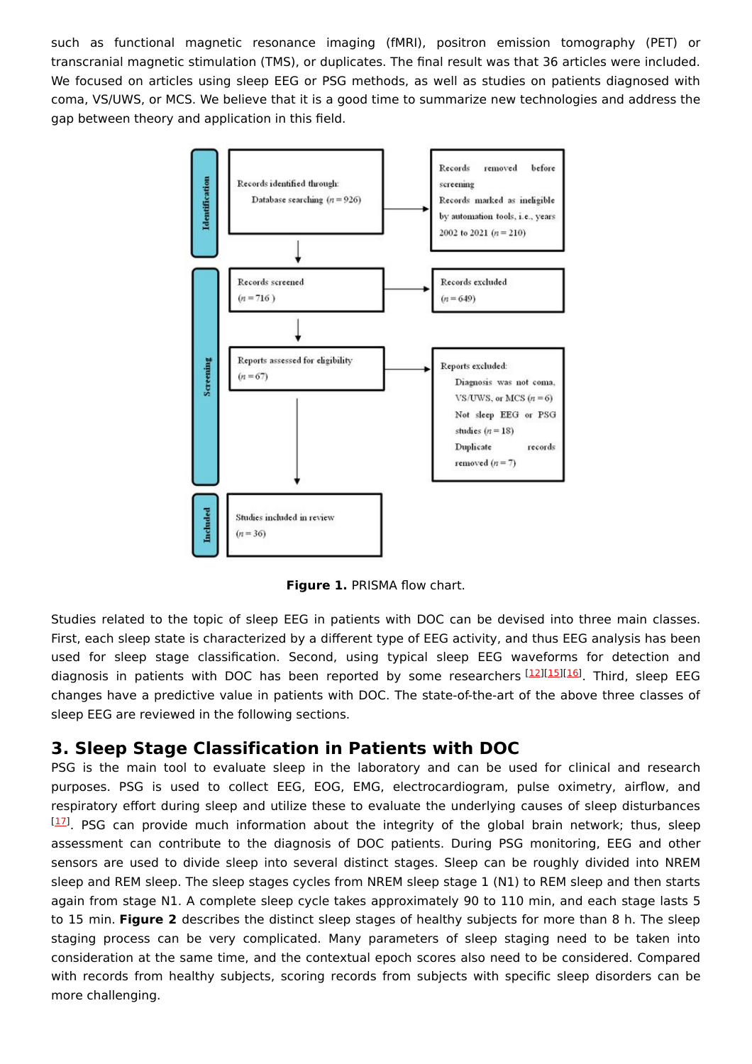such as functional magnetic resonance imaging (fMRI), positron emission tomography (PET) or transcranial magnetic stimulation (TMS), or duplicates. The final result was that 36 articles were included. We focused on articles using sleep EEG or PSG methods, as well as studies on patients diagnosed with coma, VS/UWS, or MCS. We believe that it is a good time to summarize new technologies and address the gap between theory and application in this field.

**Identification**

Records identified through: Database searching ($n = 926$)

→ Records removed before screening: Records marked as ineligible by automation tools, i.e., years 2002 to 2021 ($n = 210$)

**Screening**

Records screened ($n = 716$)

→ Records excluded ($n = 649$)

Reports assessed for eligibility ($n = 67$)

→ Reports excluded:
- Diagnosis was not coma, VS/UWS, or MCS ($n = 6$)
- Not sleep EEG or PSG studies ($n = 18$)
- Duplicate records removed ($n = 7$)

**Included**

Studies included in review ($n = 36$)

**Figure 1.** PRISMA flow chart.

Studies related to the topic of sleep EEG in patients with DOC can be devised into three main classes. First, each sleep state is characterized by a different type of EEG activity, and thus EEG analysis has been used for sleep stage classification. Second, using typical sleep EEG waveforms for detection and diagnosis in patients with DOC has been reported by some researchers [12][15][16]. Third, sleep EEG changes have a predictive value in patients with DOC. The state-of-the-art of the above three classes of sleep EEG are reviewed in the following sections.

## 3. Sleep Stage Classification in Patients with DOC

PSG is the main tool to evaluate sleep in the laboratory and can be used for clinical and research purposes. PSG is used to collect EEG, EOG, EMG, electrocardiogram, pulse oximetry, airflow, and respiratory effort during sleep and utilize these to evaluate the underlying causes of sleep disturbances [17]. PSG can provide much information about the integrity of the global brain network; thus, sleep assessment can contribute to the diagnosis of DOC patients. During PSG monitoring, EEG and other sensors are used to divide sleep into several distinct stages. Sleep can be roughly divided into NREM sleep and REM sleep. The sleep stages cycles from NREM sleep stage 1 (N1) to REM sleep and then starts again from stage N1. A complete sleep cycle takes approximately 90 to 110 min, and each stage lasts 5 to 15 min. **Figure 2** describes the distinct sleep stages of healthy subjects for more than 8 h. The sleep staging process can be very complicated. Many parameters of sleep staging need to be taken into consideration at the same time, and the contextual epoch scores also need to be considered. Compared with records from healthy subjects, scoring records from subjects with specific sleep disorders can be more challenging.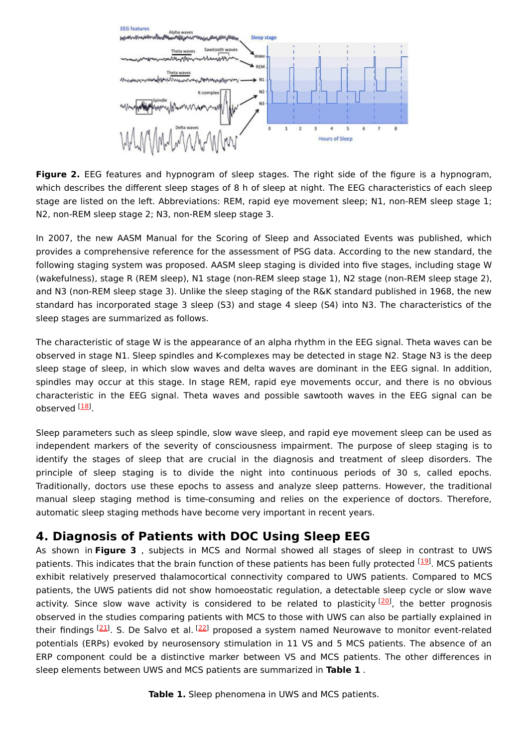**Figure 2.** EEG features and hypnogram of sleep stages. The right side of the figure is a hypnogram, which describes the different sleep stages of 8 h of sleep at night. The EEG characteristics of each sleep stage are listed on the left. Abbreviations: REM, rapid eye movement sleep; N1, non-REM sleep stage 1; N2, non-REM sleep stage 2; N3, non-REM sleep stage 3.

In 2007, the new AASM Manual for the Scoring of Sleep and Associated Events was published, which provides a comprehensive reference for the assessment of PSG data. According to the new standard, the following staging system was proposed. AASM sleep staging is divided into five stages, including stage W (wakefulness), stage R (REM sleep), N1 stage (non-REM sleep stage 1), N2 stage (non-REM sleep stage 2), and N3 (non-REM sleep stage 3). Unlike the sleep staging of the R&K standard published in 1968, the new standard has incorporated stage 3 sleep (S3) and stage 4 sleep (S4) into N3. The characteristics of the sleep stages are summarized as follows.

The characteristic of stage W is the appearance of an alpha rhythm in the EEG signal. Theta waves can be observed in stage N1. Sleep spindles and K-complexes may be detected in stage N2. Stage N3 is the deep sleep stage of sleep, in which slow waves and delta waves are dominant in the EEG signal. In addition, spindles may occur at this stage. In stage REM, rapid eye movements occur, and there is no obvious characteristic in the EEG signal. Theta waves and possible sawtooth waves in the EEG signal can be observed [18].

Sleep parameters such as sleep spindle, slow wave sleep, and rapid eye movement sleep can be used as independent markers of the severity of consciousness impairment. The purpose of sleep staging is to identify the stages of sleep that are crucial in the diagnosis and treatment of sleep disorders. The principle of sleep staging is to divide the night into continuous periods of 30 s, called epochs. Traditionally, doctors use these epochs to assess and analyze sleep patterns. However, the traditional manual sleep staging method is time-consuming and relies on the experience of doctors. Therefore, automatic sleep staging methods have become very important in recent years.

## 4. Diagnosis of Patients with DOC Using Sleep EEG

As shown in **Figure 3** , subjects in MCS and Normal showed all stages of sleep in contrast to UWS patients. This indicates that the brain function of these patients has been fully protected [19]. MCS patients exhibit relatively preserved thalamocortical connectivity compared to UWS patients. Compared to MCS patients, the UWS patients did not show homoeostatic regulation, a detectable sleep cycle or slow wave activity. Since slow wave activity is considered to be related to plasticity [20], the better prognosis observed in the studies comparing patients with MCS to those with UWS can also be partially explained in their findings [21]. S. De Salvo et al. [22] proposed a system named Neurowave to monitor event-related potentials (ERPs) evoked by neurosensory stimulation in 11 VS and 5 MCS patients. The absence of an ERP component could be a distinctive marker between VS and MCS patients. The other differences in sleep elements between UWS and MCS patients are summarized in **Table 1** .

**Table 1.** Sleep phenomena in UWS and MCS patients.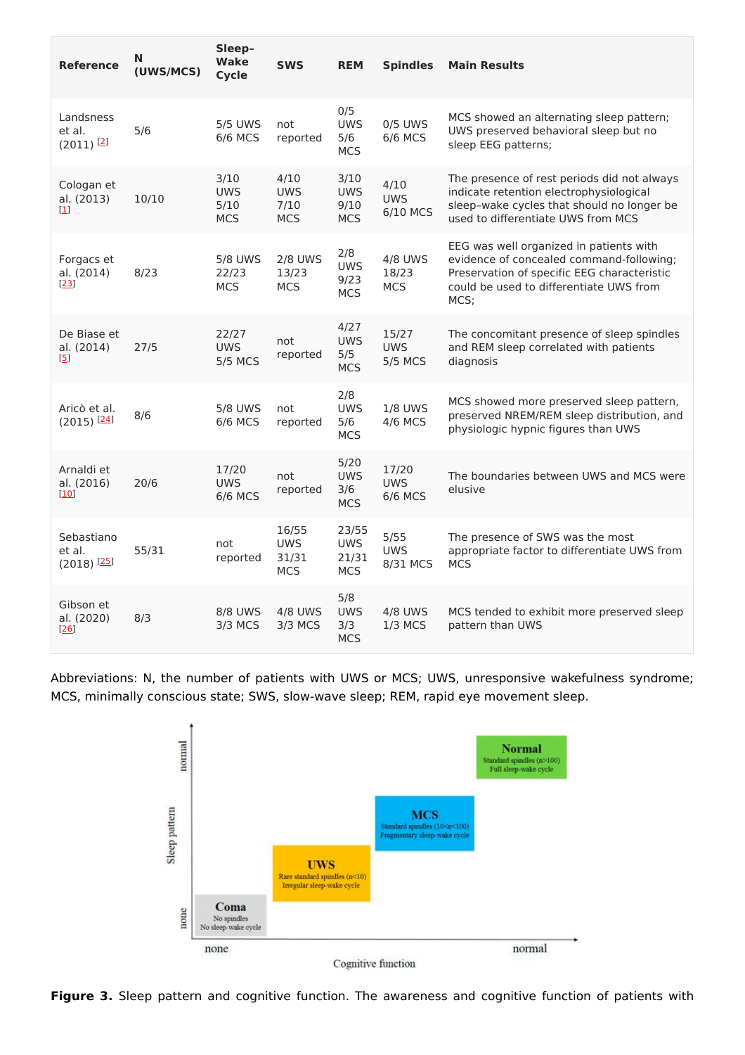| Reference | N (UWS/MCS) | Sleep–Wake Cycle | SWS | REM | Spindles | Main Results |
|---|---|---|---|---|---|---|
| Landsness et al. (2011) [2] | 5/6 | 5/5 UWS 6/6 MCS | not reported | 0/5 UWS 5/6 MCS | 0/5 UWS 6/6 MCS | MCS showed an alternating sleep pattern; UWS preserved behavioral sleep but no sleep EEG patterns; |
| Cologan et al. (2013) [1] | 10/10 | 3/10 UWS 5/10 MCS | 4/10 UWS 7/10 MCS | 3/10 UWS 9/10 MCS | 4/10 UWS 6/10 MCS | The presence of rest periods did not always indicate retention electrophysiological sleep–wake cycles that should no longer be used to differentiate UWS from MCS |
| Forgacs et al. (2014) [23] | 8/23 | 5/8 UWS 22/23 MCS | 2/8 UWS 13/23 MCS | 2/8 UWS 9/23 MCS | 4/8 UWS 18/23 MCS | EEG was well organized in patients with evidence of concealed command-following; Preservation of specific EEG characteristic could be used to differentiate UWS from MCS; |
| De Biase et al. (2014) [5] | 27/5 | 22/27 UWS 5/5 MCS | not reported | 4/27 UWS 5/5 MCS | 15/27 UWS 5/5 MCS | The concomitant presence of sleep spindles and REM sleep correlated with patients diagnosis |
| Aricò et al. (2015) [24] | 8/6 | 5/8 UWS 6/6 MCS | not reported | 2/8 UWS 5/6 MCS | 1/8 UWS 4/6 MCS | MCS showed more preserved sleep pattern, preserved NREM/REM sleep distribution, and physiologic hypnic figures than UWS |
| Arnaldi et al. (2016) [10] | 20/6 | 17/20 UWS 6/6 MCS | not reported | 5/20 UWS 3/6 MCS | 17/20 UWS 6/6 MCS | The boundaries between UWS and MCS were elusive |
| Sebastiano et al. (2018) [25] | 55/31 | not reported | 16/55 UWS 31/31 MCS | 23/55 UWS 21/31 MCS | 5/55 UWS 8/31 MCS | The presence of SWS was the most appropriate factor to differentiate UWS from MCS |
| Gibson et al. (2020) [26] | 8/3 | 8/8 UWS 3/3 MCS | 4/8 UWS 3/3 MCS | 5/8 UWS 3/3 MCS | 4/8 UWS 1/3 MCS | MCS tended to exhibit more preserved sleep pattern than UWS |

Abbreviations: N, the number of patients with UWS or MCS; UWS, unresponsive wakefulness syndrome; MCS, minimally conscious state; SWS, slow-wave sleep; REM, rapid eye movement sleep.

**Figure 3.** Sleep pattern and cognitive function. The awareness and cognitive function of patients with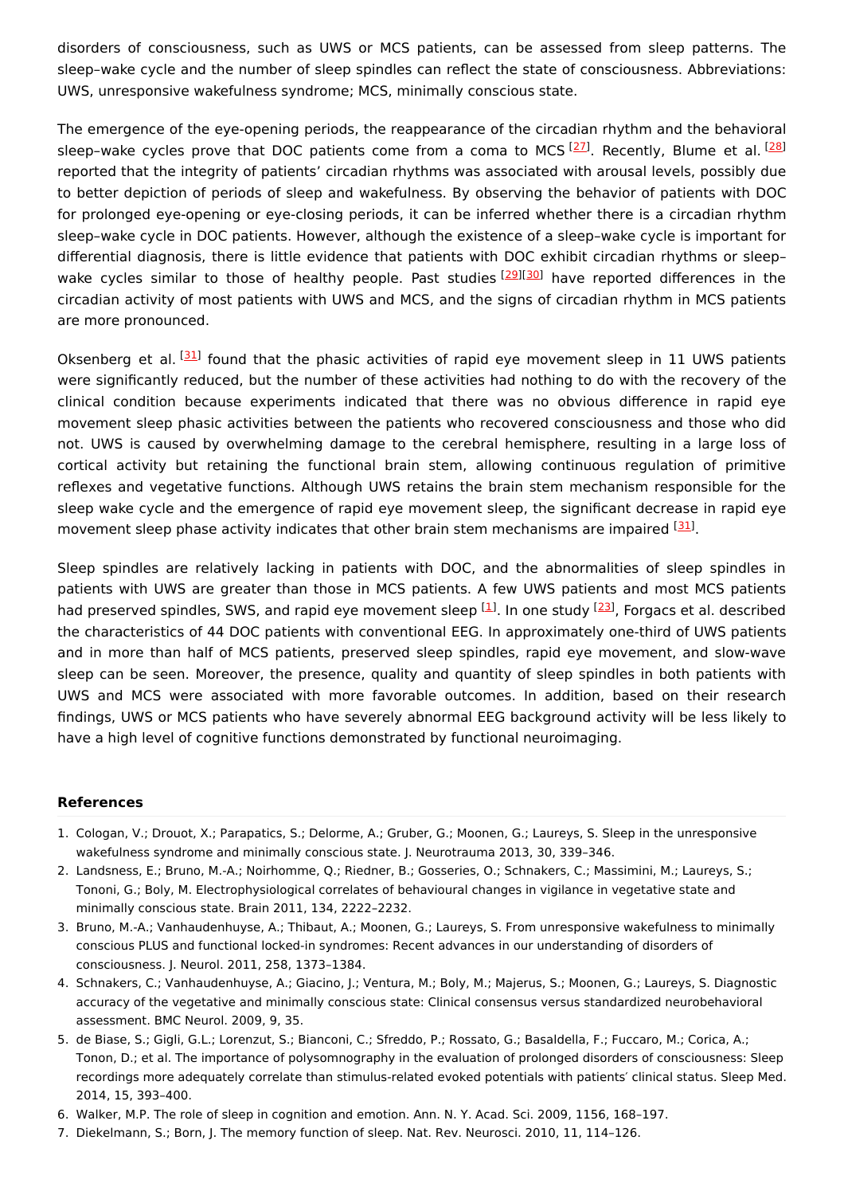disorders of consciousness, such as UWS or MCS patients, can be assessed from sleep patterns. The sleep–wake cycle and the number of sleep spindles can reflect the state of consciousness. Abbreviations: UWS, unresponsive wakefulness syndrome; MCS, minimally conscious state.

The emergence of the eye-opening periods, the reappearance of the circadian rhythm and the behavioral sleep–wake cycles prove that DOC patients come from a coma to MCS [27]. Recently, Blume et al. [28] reported that the integrity of patients' circadian rhythms was associated with arousal levels, possibly due to better depiction of periods of sleep and wakefulness. By observing the behavior of patients with DOC for prolonged eye-opening or eye-closing periods, it can be inferred whether there is a circadian rhythm sleep–wake cycle in DOC patients. However, although the existence of a sleep–wake cycle is important for differential diagnosis, there is little evidence that patients with DOC exhibit circadian rhythms or sleep–wake cycles similar to those of healthy people. Past studies [29][30] have reported differences in the circadian activity of most patients with UWS and MCS, and the signs of circadian rhythm in MCS patients are more pronounced.

Oksenberg et al. [31] found that the phasic activities of rapid eye movement sleep in 11 UWS patients were significantly reduced, but the number of these activities had nothing to do with the recovery of the clinical condition because experiments indicated that there was no obvious difference in rapid eye movement sleep phasic activities between the patients who recovered consciousness and those who did not. UWS is caused by overwhelming damage to the cerebral hemisphere, resulting in a large loss of cortical activity but retaining the functional brain stem, allowing continuous regulation of primitive reflexes and vegetative functions. Although UWS retains the brain stem mechanism responsible for the sleep wake cycle and the emergence of rapid eye movement sleep, the significant decrease in rapid eye movement sleep phase activity indicates that other brain stem mechanisms are impaired [31].

Sleep spindles are relatively lacking in patients with DOC, and the abnormalities of sleep spindles in patients with UWS are greater than those in MCS patients. A few UWS patients and most MCS patients had preserved spindles, SWS, and rapid eye movement sleep [1]. In one study [23], Forgacs et al. described the characteristics of 44 DOC patients with conventional EEG. In approximately one-third of UWS patients and in more than half of MCS patients, preserved sleep spindles, rapid eye movement, and slow-wave sleep can be seen. Moreover, the presence, quality and quantity of sleep spindles in both patients with UWS and MCS were associated with more favorable outcomes. In addition, based on their research findings, UWS or MCS patients who have severely abnormal EEG background activity will be less likely to have a high level of cognitive functions demonstrated by functional neuroimaging.

## References

1. Cologan, V.; Drouot, X.; Parapatics, S.; Delorme, A.; Gruber, G.; Moonen, G.; Laureys, S. Sleep in the unresponsive wakefulness syndrome and minimally conscious state. J. Neurotrauma 2013, 30, 339–346.
2. Landsness, E.; Bruno, M.-A.; Noirhomme, Q.; Riedner, B.; Gosseries, O.; Schnakers, C.; Massimini, M.; Laureys, S.; Tononi, G.; Boly, M. Electrophysiological correlates of behavioural changes in vigilance in vegetative state and minimally conscious state. Brain 2011, 134, 2222–2232.
3. Bruno, M.-A.; Vanhaudenhuyse, A.; Thibaut, A.; Moonen, G.; Laureys, S. From unresponsive wakefulness to minimally conscious PLUS and functional locked-in syndromes: Recent advances in our understanding of disorders of consciousness. J. Neurol. 2011, 258, 1373–1384.
4. Schnakers, C.; Vanhaudenhuyse, A.; Giacino, J.; Ventura, M.; Boly, M.; Majerus, S.; Moonen, G.; Laureys, S. Diagnostic accuracy of the vegetative and minimally conscious state: Clinical consensus versus standardized neurobehavioral assessment. BMC Neurol. 2009, 9, 35.
5. de Biase, S.; Gigli, G.L.; Lorenzut, S.; Bianconi, C.; Sfreddo, P.; Rossato, G.; Basaldella, F.; Fuccaro, M.; Corica, A.; Tonon, D.; et al. The importance of polysomnography in the evaluation of prolonged disorders of consciousness: Sleep recordings more adequately correlate than stimulus-related evoked potentials with patients′ clinical status. Sleep Med. 2014, 15, 393–400.
6. Walker, M.P. The role of sleep in cognition and emotion. Ann. N. Y. Acad. Sci. 2009, 1156, 168–197.
7. Diekelmann, S.; Born, J. The memory function of sleep. Nat. Rev. Neurosci. 2010, 11, 114–126.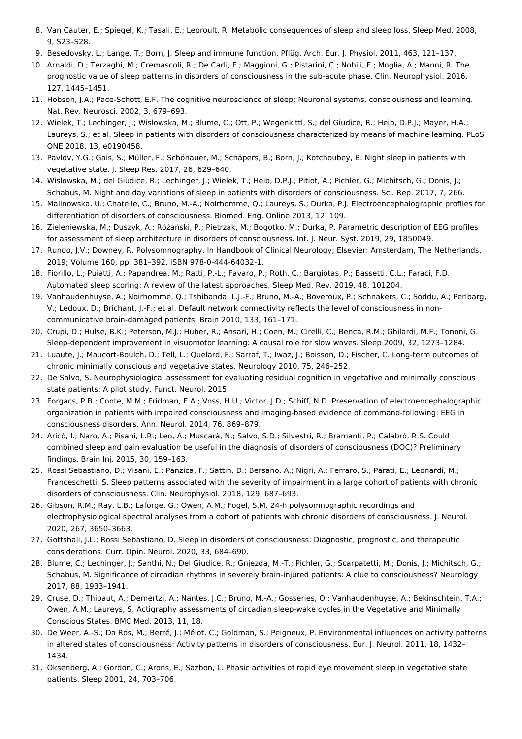8. Van Cauter, E.; Spiegel, K.; Tasali, E.; Leproult, R. Metabolic consequences of sleep and sleep loss. Sleep Med. 2008, 9, S23–S28.
9. Besedovsky, L.; Lange, T.; Born, J. Sleep and immune function. Pflüg. Arch. Eur. J. Physiol. 2011, 463, 121–137.
10. Arnaldi, D.; Terzaghi, M.; Cremascoli, R.; De Carli, F.; Maggioni, G.; Pistarini, C.; Nobili, F.; Moglia, A.; Manni, R. The prognostic value of sleep patterns in disorders of consciousness in the sub-acute phase. Clin. Neurophysiol. 2016, 127, 1445–1451.
11. Hobson, J.A.; Pace-Schott, E.F. The cognitive neuroscience of sleep: Neuronal systems, consciousness and learning. Nat. Rev. Neurosci. 2002, 3, 679–693.
12. Wielek, T.; Lechinger, J.; Wislowska, M.; Blume, C.; Ott, P.; Wegenkittl, S.; del Giudice, R.; Heib, D.P.J.; Mayer, H.A.; Laureys, S.; et al. Sleep in patients with disorders of consciousness characterized by means of machine learning. PLoS ONE 2018, 13, e0190458.
13. Pavlov, Y.G.; Gais, S.; Müller, F.; Schönauer, M.; Schäpers, B.; Born, J.; Kotchoubey, B. Night sleep in patients with vegetative state. J. Sleep Res. 2017, 26, 629–640.
14. Wislowska, M.; del Giudice, R.; Lechinger, J.; Wielek, T.; Heib, D.P.J.; Pitiot, A.; Pichler, G.; Michitsch, G.; Donis, J.; Schabus, M. Night and day variations of sleep in patients with disorders of consciousness. Sci. Rep. 2017, 7, 266.
15. Malinowska, U.; Chatelle, C.; Bruno, M.-A.; Noirhomme, Q.; Laureys, S.; Durka, P.J. Electroencephalographic profiles for differentiation of disorders of consciousness. Biomed. Eng. Online 2013, 12, 109.
16. Zieleniewska, M.; Duszyk, A.; Różański, P.; Pietrzak, M.; Bogotko, M.; Durka, P. Parametric description of EEG profiles for assessment of sleep architecture in disorders of consciousness. Int. J. Neur. Syst. 2019, 29, 1850049.
17. Rundo, J.V.; Downey, R. Polysomnography. In Handbook of Clinical Neurology; Elsevier: Amsterdam, The Netherlands, 2019; Volume 160, pp. 381–392. ISBN 978-0-444-64032-1.
18. Fiorillo, L.; Puiatti, A.; Papandrea, M.; Ratti, P.-L.; Favaro, P.; Roth, C.; Bargiotas, P.; Bassetti, C.L.; Faraci, F.D. Automated sleep scoring: A review of the latest approaches. Sleep Med. Rev. 2019, 48, 101204.
19. Vanhaudenhuyse, A.; Noirhomme, Q.; Tshibanda, L.J.-F.; Bruno, M.-A.; Boveroux, P.; Schnakers, C.; Soddu, A.; Perlbarg, V.; Ledoux, D.; Brichant, J.-F.; et al. Default network connectivity reflects the level of consciousness in non-communicative brain-damaged patients. Brain 2010, 133, 161–171.
20. Crupi, D.; Hulse, B.K.; Peterson, M.J.; Huber, R.; Ansari, H.; Coen, M.; Cirelli, C.; Benca, R.M.; Ghilardi, M.F.; Tononi, G. Sleep-dependent improvement in visuomotor learning: A causal role for slow waves. Sleep 2009, 32, 1273–1284.
21. Luaute, J.; Maucort-Boulch, D.; Tell, L.; Quelard, F.; Sarraf, T.; Iwaz, J.; Boisson, D.; Fischer, C. Long-term outcomes of chronic minimally conscious and vegetative states. Neurology 2010, 75, 246–252.
22. De Salvo, S. Neurophysiological assessment for evaluating residual cognition in vegetative and minimally conscious state patients: A pilot study. Funct. Neurol. 2015.
23. Forgacs, P.B.; Conte, M.M.; Fridman, E.A.; Voss, H.U.; Victor, J.D.; Schiff, N.D. Preservation of electroencephalographic organization in patients with impaired consciousness and imaging-based evidence of command-following: EEG in consciousness disorders. Ann. Neurol. 2014, 76, 869–879.
24. Aricò, I.; Naro, A.; Pisani, L.R.; Leo, A.; Muscarà, N.; Salvo, S.D.; Silvestri, R.; Bramanti, P.; Calabrò, R.S. Could combined sleep and pain evaluation be useful in the diagnosis of disorders of consciousness (DOC)? Preliminary findings. Brain Inj. 2015, 30, 159–163.
25. Rossi Sebastiano, D.; Visani, E.; Panzica, F.; Sattin, D.; Bersano, A.; Nigri, A.; Ferraro, S.; Parati, E.; Leonardi, M.; Franceschetti, S. Sleep patterns associated with the severity of impairment in a large cohort of patients with chronic disorders of consciousness. Clin. Neurophysiol. 2018, 129, 687–693.
26. Gibson, R.M.; Ray, L.B.; Laforge, G.; Owen, A.M.; Fogel, S.M. 24-h polysomnographic recordings and electrophysiological spectral analyses from a cohort of patients with chronic disorders of consciousness. J. Neurol. 2020, 267, 3650–3663.
27. Gottshall, J.L.; Rossi Sebastiano, D. Sleep in disorders of consciousness: Diagnostic, prognostic, and therapeutic considerations. Curr. Opin. Neurol. 2020, 33, 684–690.
28. Blume, C.; Lechinger, J.; Santhi, N.; Del Giudice, R.; Gnjezda, M.-T.; Pichler, G.; Scarpatetti, M.; Donis, J.; Michitsch, G.; Schabus, M. Significance of circadian rhythms in severely brain-injured patients: A clue to consciousness? Neurology 2017, 88, 1933–1941.
29. Cruse, D.; Thibaut, A.; Demertzi, A.; Nantes, J.C.; Bruno, M.-A.; Gosseries, O.; Vanhaudenhuyse, A.; Bekinschtein, T.A.; Owen, A.M.; Laureys, S. Actigraphy assessments of circadian sleep-wake cycles in the Vegetative and Minimally Conscious States. BMC Med. 2013, 11, 18.
30. De Weer, A.-S.; Da Ros, M.; Berré, J.; Mélot, C.; Goldman, S.; Peigneux, P. Environmental influences on activity patterns in altered states of consciousness: Activity patterns in disorders of consciousness. Eur. J. Neurol. 2011, 18, 1432–1434.
31. Oksenberg, A.; Gordon, C.; Arons, E.; Sazbon, L. Phasic activities of rapid eye movement sleep in vegetative state patients. Sleep 2001, 24, 703–706.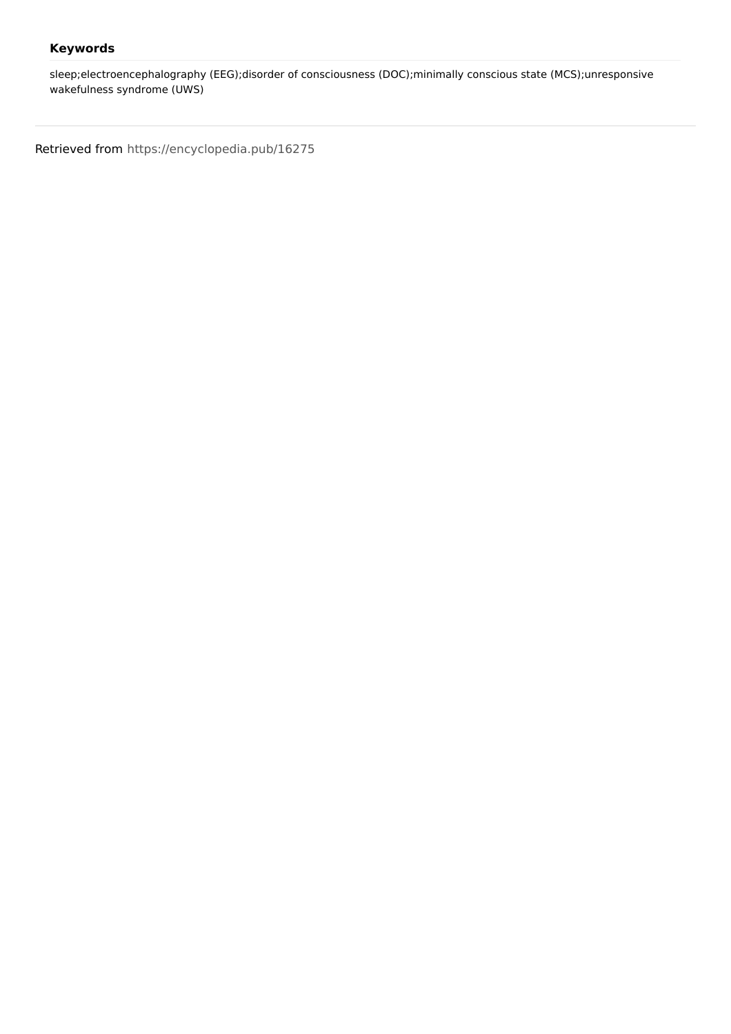### Keywords

sleep;electroencephalography (EEG);disorder of consciousness (DOC);minimally conscious state (MCS);unresponsive wakefulness syndrome (UWS)

Retrieved from https://encyclopedia.pub/16275